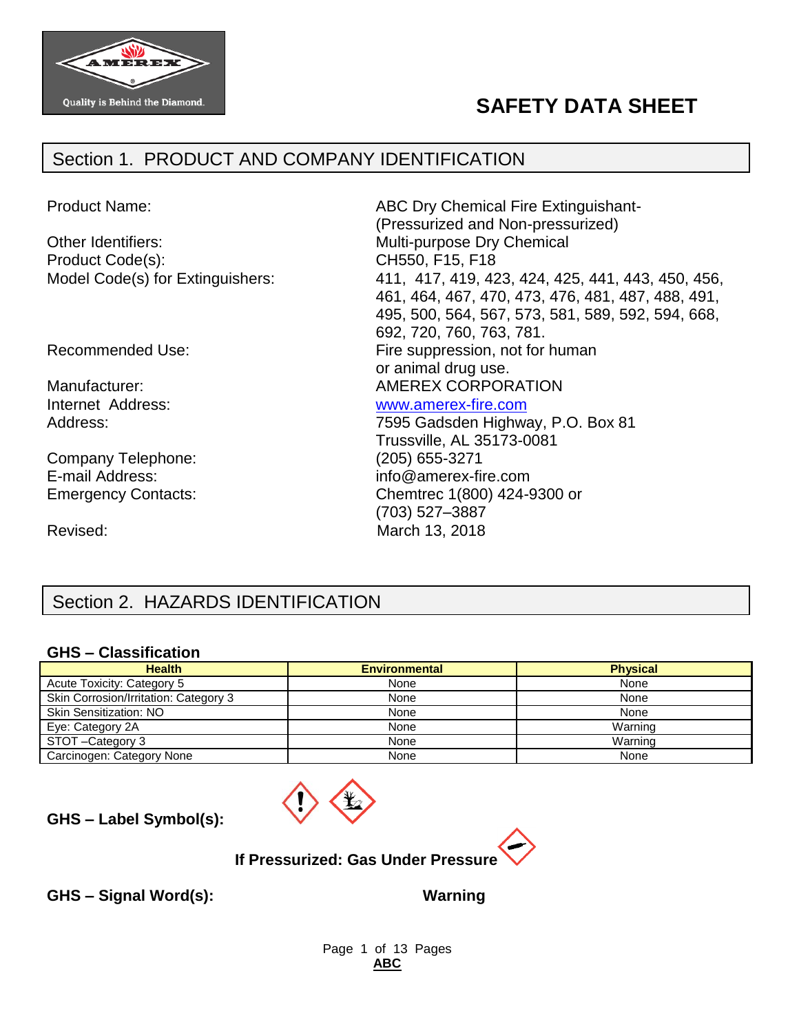# SAFETY DATA SHEET

## Section 1. PRODUCT AND COMPANY IDENTIFICATION

| | |
|---|---|
| Product Name: | ABC Dry Chemical Fire Extinguishant- (Pressurized and Non-pressurized) |
| Other Identifiers: | Multi-purpose Dry Chemical |
| Product Code(s): | CH550, F15, F18 |
| Model Code(s) for Extinguishers: | 411, 417, 419, 423, 424, 425, 441, 443, 450, 456, 461, 464, 467, 470, 473, 476, 481, 487, 488, 491, 495, 500, 564, 567, 573, 581, 589, 592, 594, 668, 692, 720, 760, 763, 781. |
| Recommended Use: | Fire suppression, not for human or animal drug use. |
| Manufacturer: | AMEREX CORPORATION |
| Internet Address: | www.amerex-fire.com |
| Address: | 7595 Gadsden Highway, P.O. Box 81 Trussville, AL 35173-0081 |
| Company Telephone: | (205) 655-3271 |
| E-mail Address: | info@amerex-fire.com |
| Emergency Contacts: | Chemtrec 1(800) 424-9300 or (703) 527–3887 |
| Revised: | March 13, 2018 |

## Section 2. HAZARDS IDENTIFICATION

### GHS – Classification

| Health | Environmental | Physical |
|---|---|---|
| Acute Toxicity: Category 5 | None | None |
| Skin Corrosion/Irritation: Category 3 | None | None |
| Skin Sensitization: NO | None | None |
| Eye: Category 2A | None | Warning |
| STOT –Category 3 | None | Warning |
| Carcinogen: Category None | None | None |

**GHS – Label Symbol(s):**

**If Pressurized: Gas Under Pressure**

**GHS – Signal Word(s):** **Warning**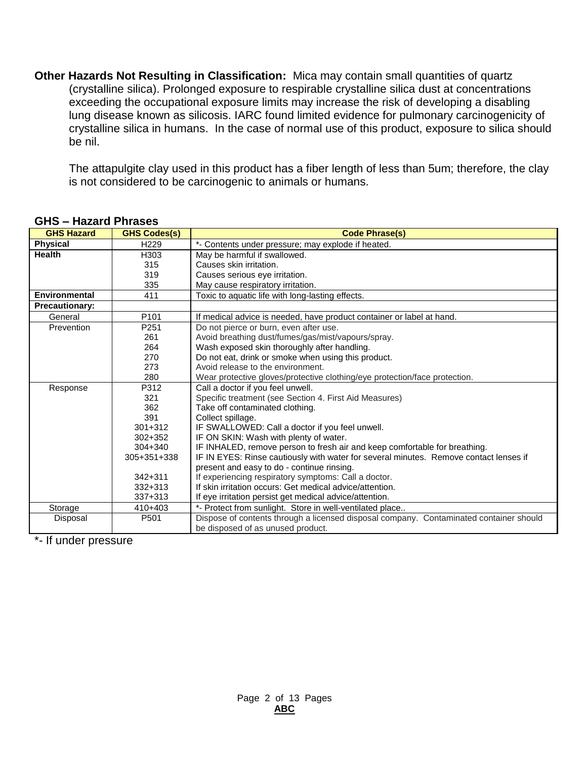**Other Hazards Not Resulting in Classification:** Mica may contain small quantities of quartz (crystalline silica). Prolonged exposure to respirable crystalline silica dust at concentrations exceeding the occupational exposure limits may increase the risk of developing a disabling lung disease known as silicosis. IARC found limited evidence for pulmonary carcinogenicity of crystalline silica in humans. In the case of normal use of this product, exposure to silica should be nil.

The attapulgite clay used in this product has a fiber length of less than 5um; therefore, the clay is not considered to be carcinogenic to animals or humans.

## GHS – Hazard Phrases

| GHS Hazard | GHS Codes(s) | Code Phrase(s) |
|---|---|---|
| **Physical** | H229 | *- Contents under pressure; may explode if heated. |
| **Health** | H303 | May be harmful if swallowed. |
| | 315 | Causes skin irritation. |
| | 319 | Causes serious eye irritation. |
| | 335 | May cause respiratory irritation. |
| **Environmental** | 411 | Toxic to aquatic life with long-lasting effects. |
| **Precautionary:** | | |
| General | P101 | If medical advice is needed, have product container or label at hand. |
| Prevention | P251 | Do not pierce or burn, even after use. |
| | 261 | Avoid breathing dust/fumes/gas/mist/vapours/spray. |
| | 264 | Wash exposed skin thoroughly after handling. |
| | 270 | Do not eat, drink or smoke when using this product. |
| | 273 | Avoid release to the environment. |
| | 280 | Wear protective gloves/protective clothing/eye protection/face protection. |
| Response | P312 | Call a doctor if you feel unwell. |
| | 321 | Specific treatment (see Section 4. First Aid Measures) |
| | 362 | Take off contaminated clothing. |
| | 391 | Collect spillage. |
| | 301+312 | IF SWALLOWED: Call a doctor if you feel unwell. |
| | 302+352 | IF ON SKIN: Wash with plenty of water. |
| | 304+340 | IF INHALED, remove person to fresh air and keep comfortable for breathing. |
| | 305+351+338 | IF IN EYES: Rinse cautiously with water for several minutes. Remove contact lenses if present and easy to do - continue rinsing. |
| | 342+311 | If experiencing respiratory symptoms: Call a doctor. |
| | 332+313 | If skin irritation occurs: Get medical advice/attention. |
| | 337+313 | If eye irritation persist get medical advice/attention. |
| Storage | 410+403 | *- Protect from sunlight. Store in well-ventilated place.. |
| Disposal | P501 | Dispose of contents through a licensed disposal company. Contaminated container should be disposed of as unused product. |

*- If under pressure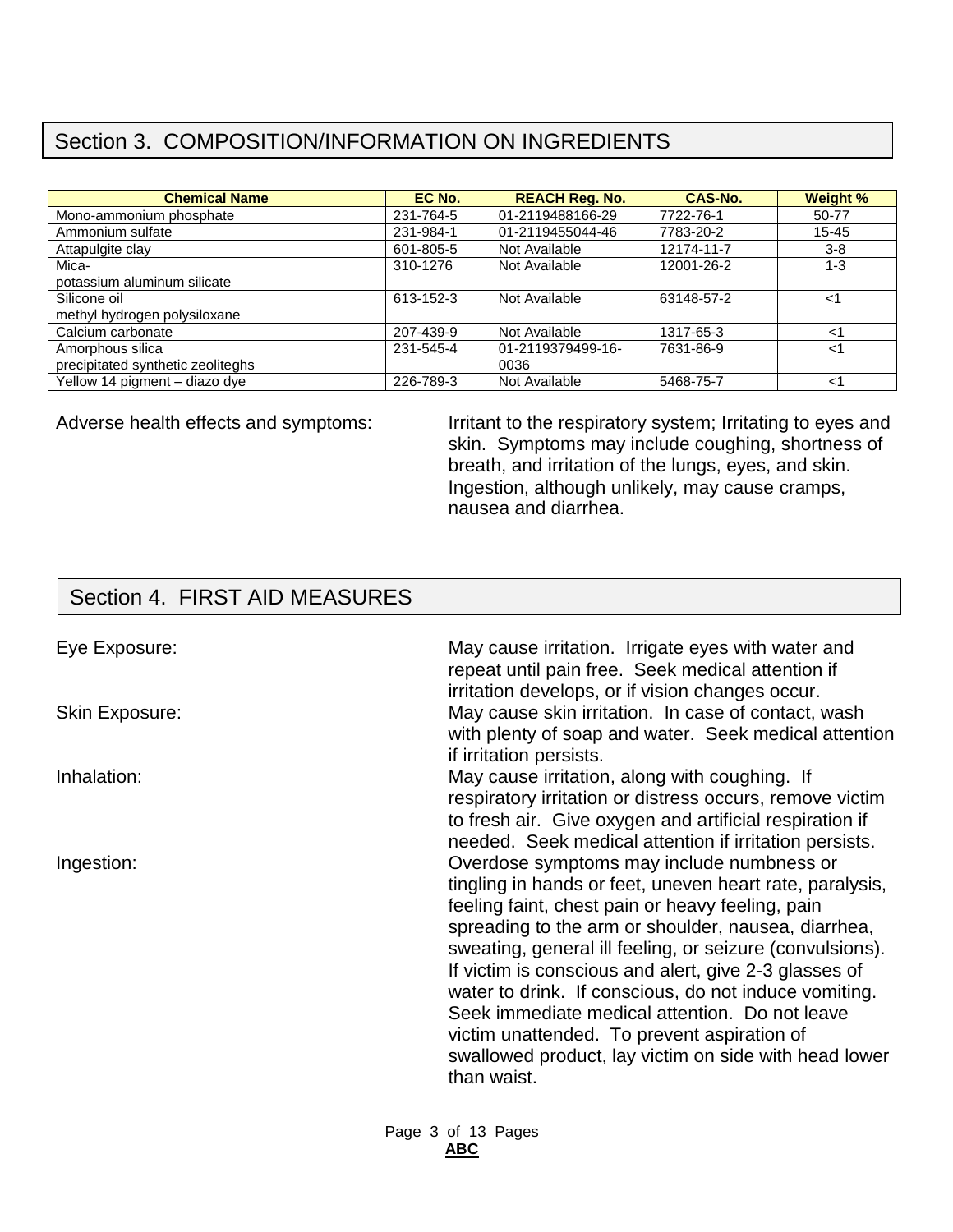## Section 3. COMPOSITION/INFORMATION ON INGREDIENTS

| Chemical Name | EC No. | REACH Reg. No. | CAS-No. | Weight % |
|---|---|---|---|---|
| Mono-ammonium phosphate | 231-764-5 | 01-2119488166-29 | 7722-76-1 | 50-77 |
| Ammonium sulfate | 231-984-1 | 01-2119455044-46 | 7783-20-2 | 15-45 |
| Attapulgite clay | 601-805-5 | Not Available | 12174-11-7 | 3-8 |
| Mica-<br>potassium aluminum silicate | 310-1276 | Not Available | 12001-26-2 | 1-3 |
| Silicone oil<br>methyl hydrogen polysiloxane | 613-152-3 | Not Available | 63148-57-2 | <1 |
| Calcium carbonate | 207-439-9 | Not Available | 1317-65-3 | <1 |
| Amorphous silica<br>precipitated synthetic zeoliteghs | 231-545-4 | 01-2119379499-16-0036 | 7631-86-9 | <1 |
| Yellow 14 pigment – diazo dye | 226-789-3 | Not Available | 5468-75-7 | <1 |

Adverse health effects and symptoms: Irritant to the respiratory system; Irritating to eyes and skin. Symptoms may include coughing, shortness of breath, and irritation of the lungs, eyes, and skin. Ingestion, although unlikely, may cause cramps, nausea and diarrhea.

## Section 4. FIRST AID MEASURES

Eye Exposure: May cause irritation. Irrigate eyes with water and repeat until pain free. Seek medical attention if irritation develops, or if vision changes occur.

Skin Exposure: May cause skin irritation. In case of contact, wash with plenty of soap and water. Seek medical attention if irritation persists.

Inhalation: May cause irritation, along with coughing. If respiratory irritation or distress occurs, remove victim to fresh air. Give oxygen and artificial respiration if needed. Seek medical attention if irritation persists.

Ingestion: Overdose symptoms may include numbness or tingling in hands or feet, uneven heart rate, paralysis, feeling faint, chest pain or heavy feeling, pain spreading to the arm or shoulder, nausea, diarrhea, sweating, general ill feeling, or seizure (convulsions). If victim is conscious and alert, give 2-3 glasses of water to drink. If conscious, do not induce vomiting. Seek immediate medical attention. Do not leave victim unattended. To prevent aspiration of swallowed product, lay victim on side with head lower than waist.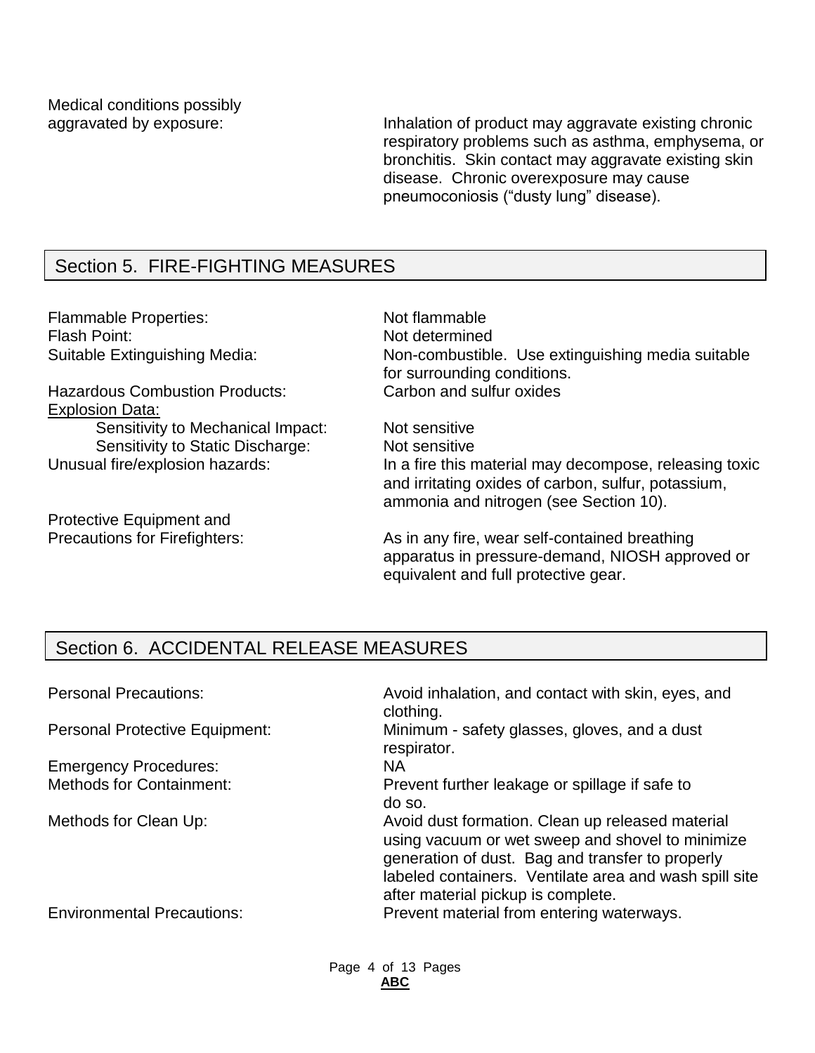| | |
|---|---|
| Medical conditions possibly aggravated by exposure: | Inhalation of product may aggravate existing chronic respiratory problems such as asthma, emphysema, or bronchitis. Skin contact may aggravate existing skin disease. Chronic overexposure may cause pneumoconiosis (“dusty lung” disease). |

## Section 5. FIRE-FIGHTING MEASURES

| | |
|---|---|
| Flammable Properties: | Not flammable |
| Flash Point: | Not determined |
| Suitable Extinguishing Media: | Non-combustible. Use extinguishing media suitable for surrounding conditions. |
| Hazardous Combustion Products: | Carbon and sulfur oxides |
| <u>Explosion Data:</u> | |
| Sensitivity to Mechanical Impact: | Not sensitive |
| Sensitivity to Static Discharge: | Not sensitive |
| Unusual fire/explosion hazards: | In a fire this material may decompose, releasing toxic and irritating oxides of carbon, sulfur, potassium, ammonia and nitrogen (see Section 10). |
| Protective Equipment and Precautions for Firefighters: | As in any fire, wear self-contained breathing apparatus in pressure-demand, NIOSH approved or equivalent and full protective gear. |

## Section 6. ACCIDENTAL RELEASE MEASURES

| | |
|---|---|
| Personal Precautions: | Avoid inhalation, and contact with skin, eyes, and clothing. |
| Personal Protective Equipment: | Minimum - safety glasses, gloves, and a dust respirator. |
| Emergency Procedures: | NA |
| Methods for Containment: | Prevent further leakage or spillage if safe to do so. |
| Methods for Clean Up: | Avoid dust formation. Clean up released material using vacuum or wet sweep and shovel to minimize generation of dust. Bag and transfer to properly labeled containers. Ventilate area and wash spill site after material pickup is complete. |
| Environmental Precautions: | Prevent material from entering waterways. |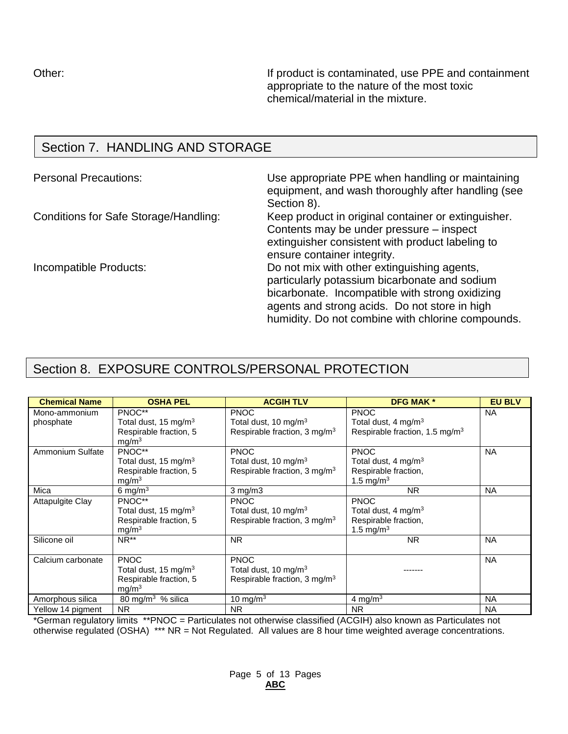Other: If product is contaminated, use PPE and containment appropriate to the nature of the most toxic chemical/material in the mixture.

## Section 7. HANDLING AND STORAGE

Personal Precautions: Use appropriate PPE when handling or maintaining equipment, and wash thoroughly after handling (see Section 8).

Conditions for Safe Storage/Handling: Keep product in original container or extinguisher. Contents may be under pressure – inspect extinguisher consistent with product labeling to ensure container integrity.

Incompatible Products: Do not mix with other extinguishing agents, particularly potassium bicarbonate and sodium bicarbonate. Incompatible with strong oxidizing agents and strong acids. Do not store in high humidity. Do not combine with chlorine compounds.

## Section 8. EXPOSURE CONTROLS/PERSONAL PROTECTION

| Chemical Name | OSHA PEL | ACGIH TLV | DFG MAK * | EU BLV |
|---|---|---|---|---|
| Mono-ammonium phosphate | PNOC** Total dust, 15 mg/m$^3$ Respirable fraction, 5 mg/m$^3$ | PNOC Total dust, 10 mg/m$^3$ Respirable fraction, 3 mg/m$^3$ | PNOC Total dust, 4 mg/m$^3$ Respirable fraction, 1.5 mg/m$^3$ | NA |
| Ammonium Sulfate | PNOC** Total dust, 15 mg/m$^3$ Respirable fraction, 5 mg/m$^3$ | PNOC Total dust, 10 mg/m$^3$ Respirable fraction, 3 mg/m$^3$ | PNOC Total dust, 4 mg/m$^3$ Respirable fraction, 1.5 mg/m$^3$ | NA |
| Mica | 6 mg/m$^3$ | 3 mg/m3 | NR | NA |
| Attapulgite Clay | PNOC** Total dust, 15 mg/m$^3$ Respirable fraction, 5 mg/m$^3$ | PNOC Total dust, 10 mg/m$^3$ Respirable fraction, 3 mg/m$^3$ | PNOC Total dust, 4 mg/m$^3$ Respirable fraction, 1.5 mg/m$^3$ | |
| Silicone oil | NR** | NR | NR | NA |
| Calcium carbonate | PNOC Total dust, 15 mg/m$^3$ Respirable fraction, 5 mg/m$^3$ | PNOC Total dust, 10 mg/m$^3$ Respirable fraction, 3 mg/m$^3$ | ------- | NA |
| Amorphous silica | 80 mg/m$^3$ % silica | 10 mg/m$^3$ | 4 mg/m$^3$ | NA |
| Yellow 14 pigment | NR | NR | NR | NA |

*German regulatory limits **PNOC = Particulates not otherwise classified (ACGIH) also known as Particulates not otherwise regulated (OSHA) *** NR = Not Regulated. All values are 8 hour time weighted average concentrations.

**ABC**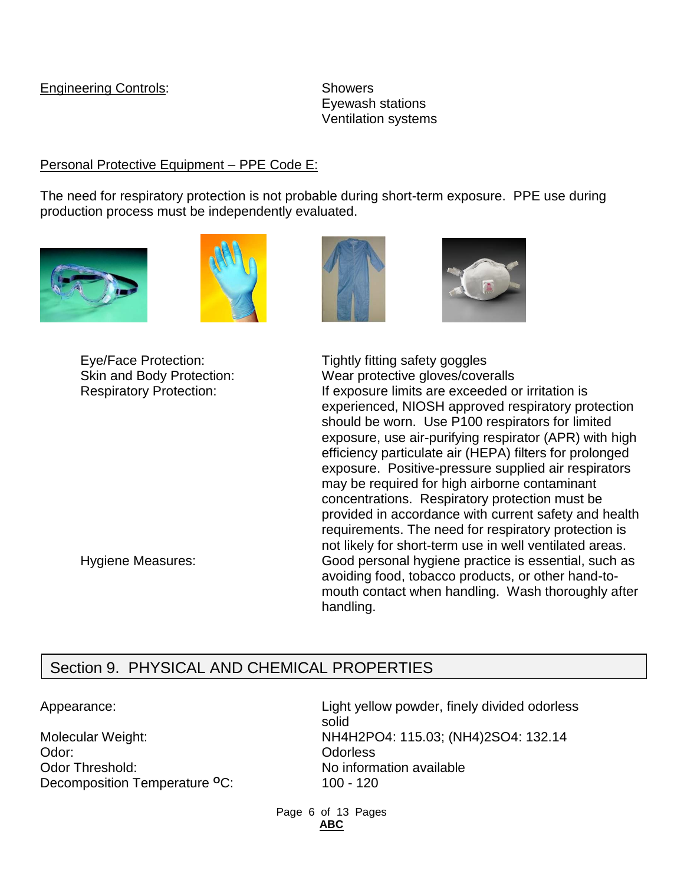Engineering Controls: Showers
Eyewash stations
Ventilation systems

Personal Protective Equipment – PPE Code E:

The need for respiratory protection is not probable during short-term exposure. PPE use during production process must be independently evaluated.

| | |
|---|---|
| Eye/Face Protection: | Tightly fitting safety goggles |
| Skin and Body Protection: | Wear protective gloves/coveralls |
| Respiratory Protection: | If exposure limits are exceeded or irritation is experienced, NIOSH approved respiratory protection should be worn. Use P100 respirators for limited exposure, use air-purifying respirator (APR) with high efficiency particulate air (HEPA) filters for prolonged exposure. Positive-pressure supplied air respirators may be required for high airborne contaminant concentrations. Respiratory protection must be provided in accordance with current safety and health requirements. The need for respiratory protection is not likely for short-term use in well ventilated areas. |
| Hygiene Measures: | Good personal hygiene practice is essential, such as avoiding food, tobacco products, or other hand-to-mouth contact when handling. Wash thoroughly after handling. |

## Section 9. PHYSICAL AND CHEMICAL PROPERTIES

| | |
|---|---|
| Appearance: | Light yellow powder, finely divided odorless solid |
| Molecular Weight: | $NH_4H_2PO_4$: 115.03; $(NH_4)_2SO_4$: 132.14 |
| Odor: | Odorless |
| Odor Threshold: | No information available |
| Decomposition Temperature $^{o}C$: | 100 - 120 |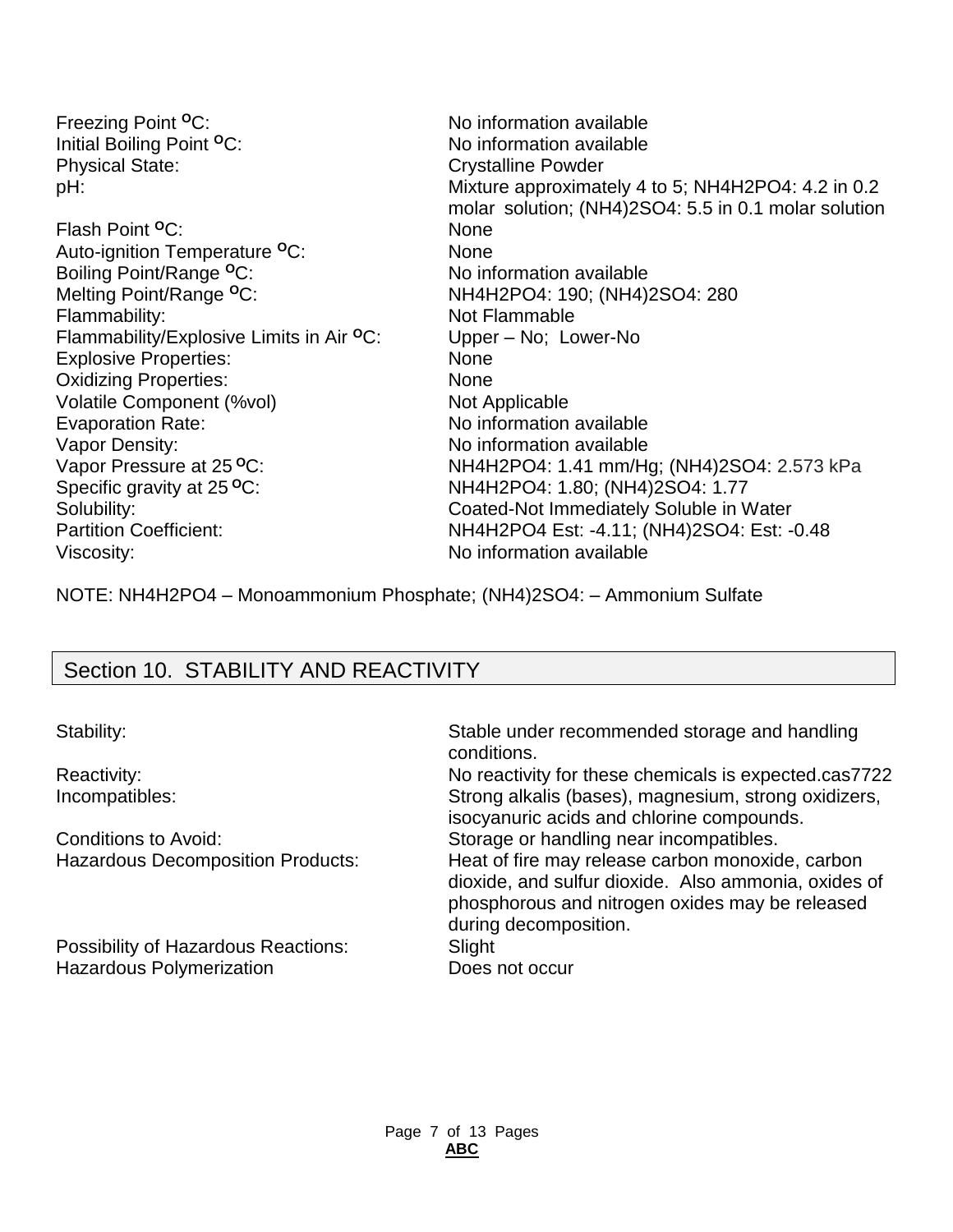| Property | Value |
|---|---|
| Freezing Point °C: | No information available |
| Initial Boiling Point °C: | No information available |
| Physical State: | Crystalline Powder |
| pH: | Mixture approximately 4 to 5; $NH_4H_2PO_4$: 4.2 in 0.2 molar solution; $(NH_4)_2SO_4$: 5.5 in 0.1 molar solution |
| Flash Point °C: | None |
| Auto-ignition Temperature °C: | None |
| Boiling Point/Range °C: | No information available |
| Melting Point/Range °C: | $NH_4H_2PO_4$: 190; $(NH_4)_2SO_4$: 280 |
| Flammability: | Not Flammable |
| Flammability/Explosive Limits in Air °C: | Upper – No; Lower-No |
| Explosive Properties: | None |
| Oxidizing Properties: | None |
| Volatile Component (%vol) | Not Applicable |
| Evaporation Rate: | No information available |
| Vapor Density: | No information available |
| Vapor Pressure at 25 °C: | $NH_4H_2PO_4$: 1.41 mm/Hg; $(NH_4)_2SO_4$: 2.573 kPa |
| Specific gravity at 25 °C: | $NH_4H_2PO_4$: 1.80; $(NH_4)_2SO_4$: 1.77 |
| Solubility: | Coated-Not Immediately Soluble in Water |
| Partition Coefficient: | $NH_4H_2PO_4$ Est: -4.11; $(NH_4)_2SO_4$: Est: -0.48 |
| Viscosity: | No information available |

NOTE: $NH_4H_2PO_4$ – Monoammonium Phosphate; $(NH_4)_2SO_4$: – Ammonium Sulfate

## Section 10. STABILITY AND REACTIVITY

| Property | Value |
|---|---|
| Stability: | Stable under recommended storage and handling conditions. |
| Reactivity: | No reactivity for these chemicals is expected.cas7722 |
| Incompatibles: | Strong alkalis (bases), magnesium, strong oxidizers, isocyanuric acids and chlorine compounds. |
| Conditions to Avoid: | Storage or handling near incompatibles. |
| Hazardous Decomposition Products: | Heat of fire may release carbon monoxide, carbon dioxide, and sulfur dioxide. Also ammonia, oxides of phosphorous and nitrogen oxides may be released during decomposition. |
| Possibility of Hazardous Reactions: | Slight |
| Hazardous Polymerization | Does not occur |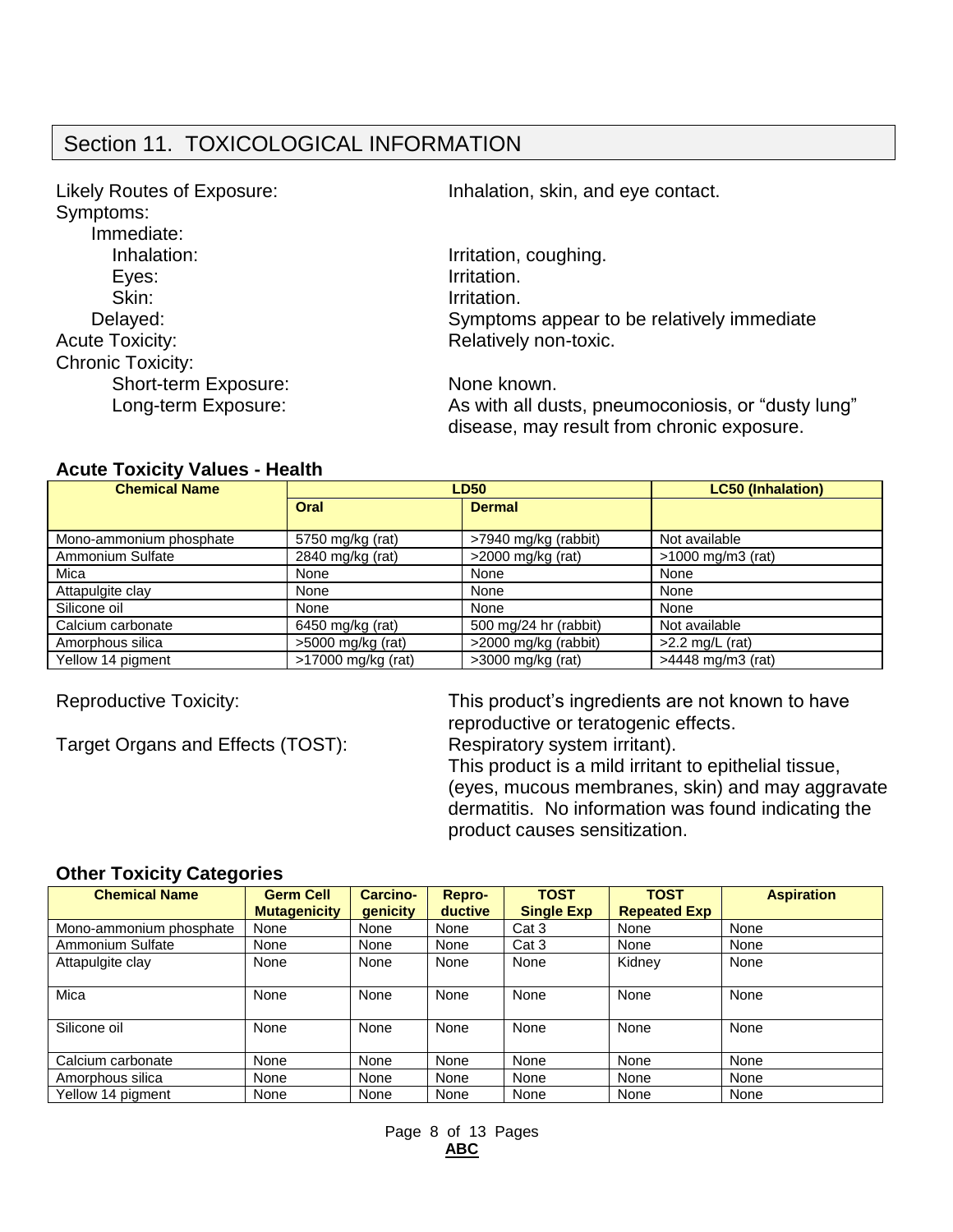## Section 11. TOXICOLOGICAL INFORMATION

Likely Routes of Exposure: Inhalation, skin, and eye contact.

Symptoms:

- Immediate:
  - Inhalation: Irritation, coughing.
  - Eyes: Irritation.
  - Skin: Irritation.
- Delayed: Symptoms appear to be relatively immediate

Acute Toxicity: Relatively non-toxic.

Chronic Toxicity:

- Short-term Exposure: None known.
- Long-term Exposure: As with all dusts, pneumoconiosis, or "dusty lung" disease, may result from chronic exposure.

### Acute Toxicity Values - Health

| Chemical Name | LD50 | | LC50 (Inhalation) |
|---|---|---|---|
| | Oral | Dermal | |
| Mono-ammonium phosphate | 5750 mg/kg (rat) | >7940 mg/kg (rabbit) | Not available |
| Ammonium Sulfate | 2840 mg/kg (rat) | >2000 mg/kg (rat) | >1000 mg/m3 (rat) |
| Mica | None | None | None |
| Attapulgite clay | None | None | None |
| Silicone oil | None | None | None |
| Calcium carbonate | 6450 mg/kg (rat) | 500 mg/24 hr (rabbit) | Not available |
| Amorphous silica | >5000 mg/kg (rat) | >2000 mg/kg (rabbit) | >2.2 mg/L (rat) |
| Yellow 14 pigment | >17000 mg/kg (rat) | >3000 mg/kg (rat) | >4448 mg/m3 (rat) |

Reproductive Toxicity: This product's ingredients are not known to have reproductive or teratogenic effects.

Target Organs and Effects (TOST): Respiratory system irritant). This product is a mild irritant to epithelial tissue, (eyes, mucous membranes, skin) and may aggravate dermatitis. No information was found indicating the product causes sensitization.

### Other Toxicity Categories

| Chemical Name | Germ Cell Mutagenicity | Carcino-genicity | Repro-ductive | TOST Single Exp | TOST Repeated Exp | Aspiration |
|---|---|---|---|---|---|---|
| Mono-ammonium phosphate | None | None | None | Cat 3 | None | None |
| Ammonium Sulfate | None | None | None | Cat 3 | None | None |
| Attapulgite clay | None | None | None | None | Kidney | None |
| Mica | None | None | None | None | None | None |
| Silicone oil | None | None | None | None | None | None |
| Calcium carbonate | None | None | None | None | None | None |
| Amorphous silica | None | None | None | None | None | None |
| Yellow 14 pigment | None | None | None | None | None | None |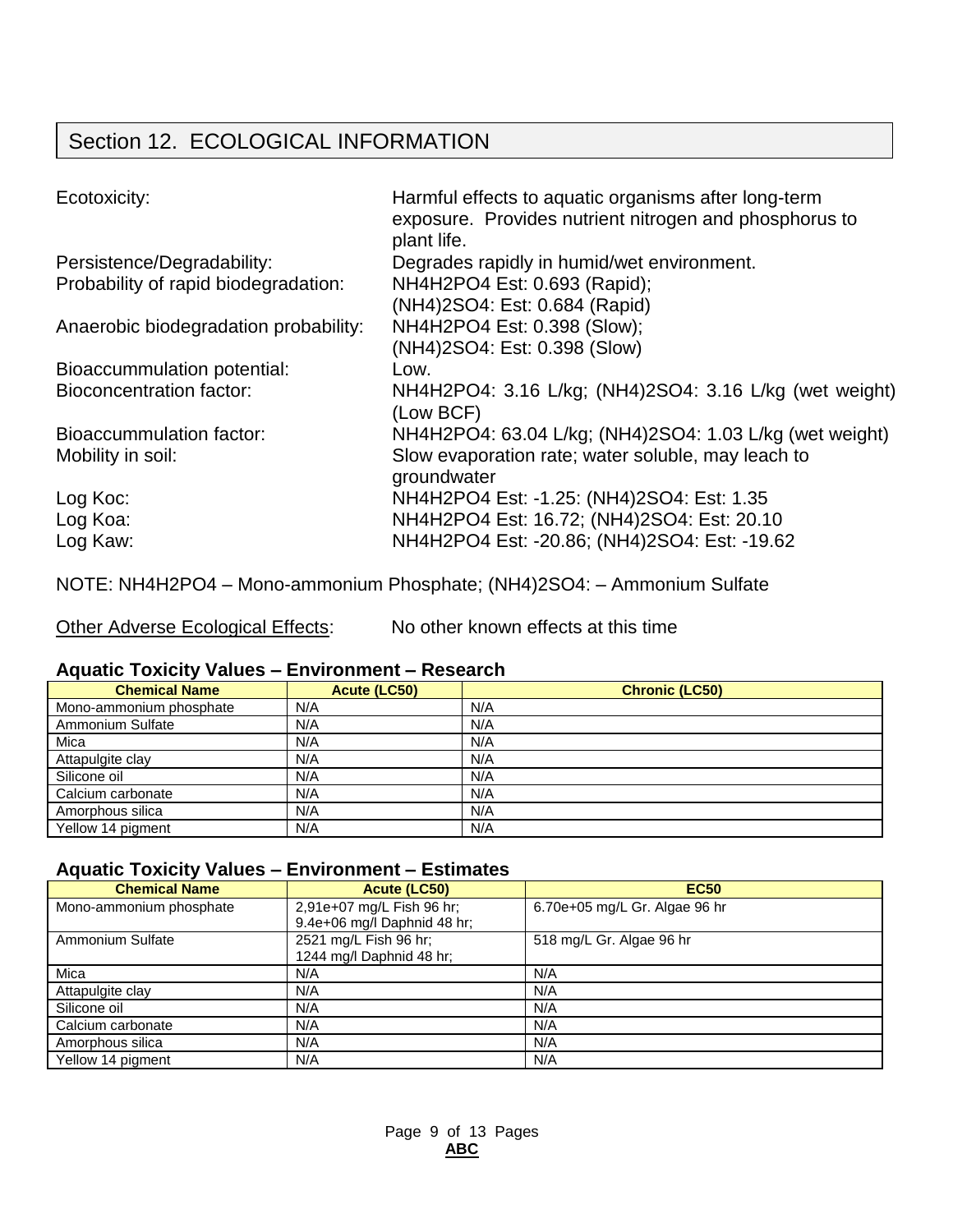## Section 12. ECOLOGICAL INFORMATION

| | |
|---|---|
| Ecotoxicity: | Harmful effects to aquatic organisms after long-term exposure. Provides nutrient nitrogen and phosphorus to plant life. |
| Persistence/Degradability: | Degrades rapidly in humid/wet environment. |
| Probability of rapid biodegradation: | NH4H2PO4 Est: 0.693 (Rapid); (NH4)2SO4: Est: 0.684 (Rapid) |
| Anaerobic biodegradation probability: | NH4H2PO4 Est: 0.398 (Slow); (NH4)2SO4: Est: 0.398 (Slow) |
| Bioaccummulation potential: | Low. |
| Bioconcentration factor: | NH4H2PO4: 3.16 L/kg; (NH4)2SO4: 3.16 L/kg (wet weight) (Low BCF) |
| Bioaccummulation factor: | NH4H2PO4: 63.04 L/kg; (NH4)2SO4: 1.03 L/kg (wet weight) |
| Mobility in soil: | Slow evaporation rate; water soluble, may leach to groundwater |
| Log Koc: | NH4H2PO4 Est: -1.25: (NH4)2SO4: Est: 1.35 |
| Log Koa: | NH4H2PO4 Est: 16.72; (NH4)2SO4: Est: 20.10 |
| Log Kaw: | NH4H2PO4 Est: -20.86; (NH4)2SO4: Est: -19.62 |

NOTE: NH4H2PO4 – Mono-ammonium Phosphate; (NH4)2SO4: – Ammonium Sulfate

Other Adverse Ecological Effects: No other known effects at this time

### Aquatic Toxicity Values – Environment – Research

| Chemical Name | Acute (LC50) | Chronic (LC50) |
|---|---|---|
| Mono-ammonium phosphate | N/A | N/A |
| Ammonium Sulfate | N/A | N/A |
| Mica | N/A | N/A |
| Attapulgite clay | N/A | N/A |
| Silicone oil | N/A | N/A |
| Calcium carbonate | N/A | N/A |
| Amorphous silica | N/A | N/A |
| Yellow 14 pigment | N/A | N/A |

### Aquatic Toxicity Values – Environment – Estimates

| Chemical Name | Acute (LC50) | EC50 |
|---|---|---|
| Mono-ammonium phosphate | 2,91e+07 mg/L Fish 96 hr; 9.4e+06 mg/l Daphnid 48 hr; | 6.70e+05 mg/L Gr. Algae 96 hr |
| Ammonium Sulfate | 2521 mg/L Fish 96 hr; 1244 mg/l Daphnid 48 hr; | 518 mg/L Gr. Algae 96 hr |
| Mica | N/A | N/A |
| Attapulgite clay | N/A | N/A |
| Silicone oil | N/A | N/A |
| Calcium carbonate | N/A | N/A |
| Amorphous silica | N/A | N/A |
| Yellow 14 pigment | N/A | N/A |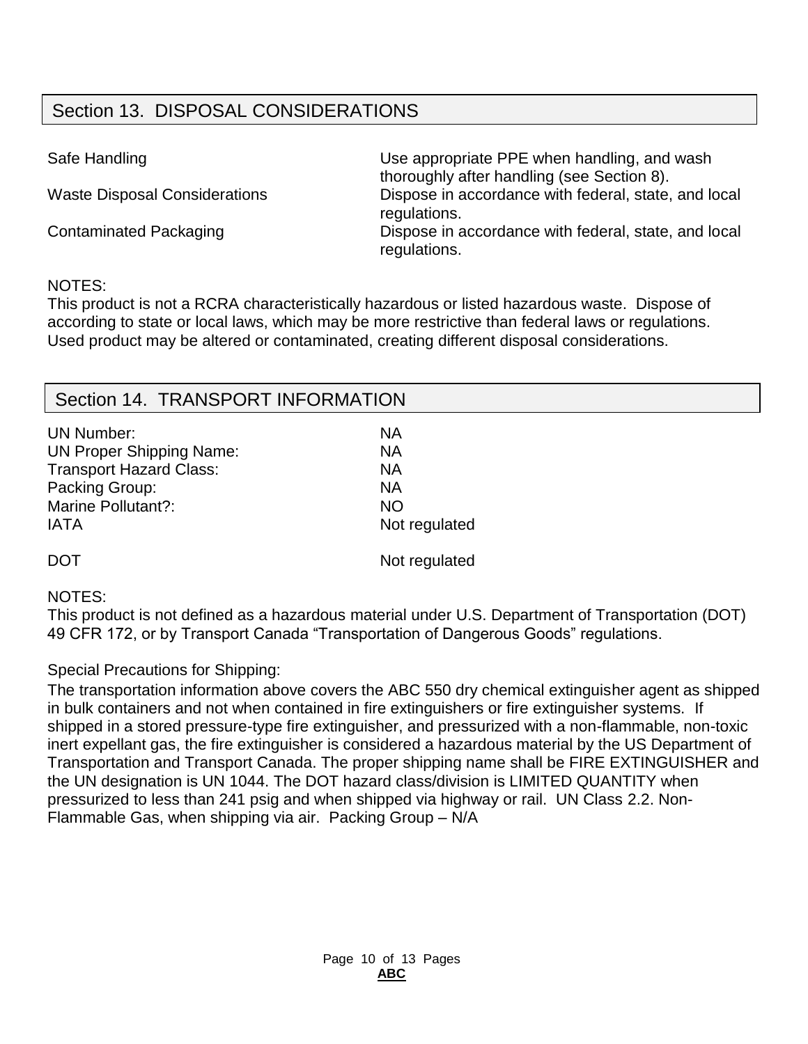## Section 13. DISPOSAL CONSIDERATIONS

| | |
|---|---|
| Safe Handling | Use appropriate PPE when handling, and wash thoroughly after handling (see Section 8). |
| Waste Disposal Considerations | Dispose in accordance with federal, state, and local regulations. |
| Contaminated Packaging | Dispose in accordance with federal, state, and local regulations. |

NOTES:
This product is not a RCRA characteristically hazardous or listed hazardous waste. Dispose of according to state or local laws, which may be more restrictive than federal laws or regulations. Used product may be altered or contaminated, creating different disposal considerations.

## Section 14. TRANSPORT INFORMATION

| | |
|---|---|
| UN Number: | NA |
| UN Proper Shipping Name: | NA |
| Transport Hazard Class: | NA |
| Packing Group: | NA |
| Marine Pollutant?: | NO |
| IATA | Not regulated |
| DOT | Not regulated |

NOTES:
This product is not defined as a hazardous material under U.S. Department of Transportation (DOT) 49 CFR 172, or by Transport Canada "Transportation of Dangerous Goods" regulations.

Special Precautions for Shipping:
The transportation information above covers the ABC 550 dry chemical extinguisher agent as shipped in bulk containers and not when contained in fire extinguishers or fire extinguisher systems. If shipped in a stored pressure-type fire extinguisher, and pressurized with a non-flammable, non-toxic inert expellant gas, the fire extinguisher is considered a hazardous material by the US Department of Transportation and Transport Canada. The proper shipping name shall be FIRE EXTINGUISHER and the UN designation is UN 1044. The DOT hazard class/division is LIMITED QUANTITY when pressurized to less than 241 psig and when shipped via highway or rail. UN Class 2.2. Non-Flammable Gas, when shipping via air. Packing Group – N/A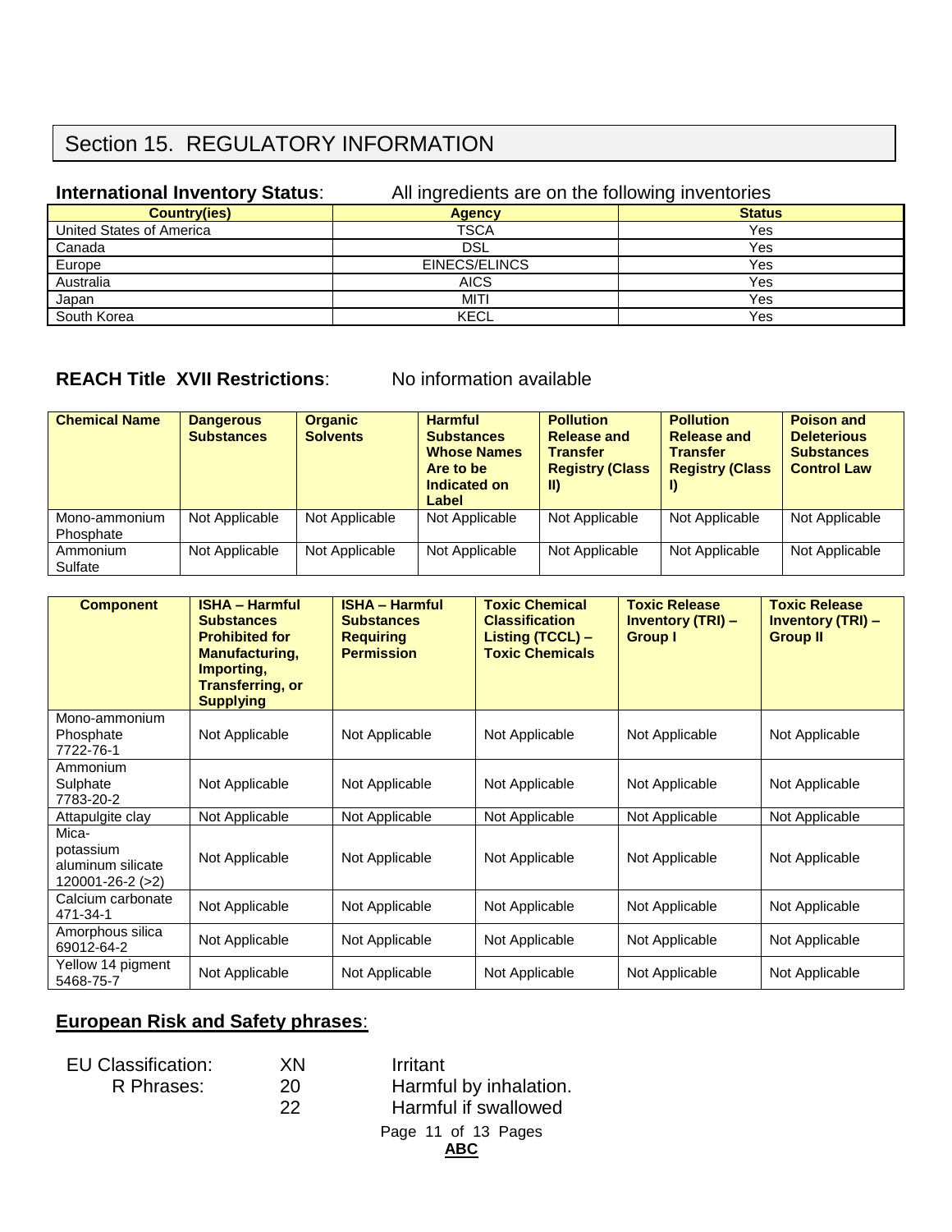# Section 15. REGULATORY INFORMATION

**International Inventory Status**: All ingredients are on the following inventories

| Country(ies) | Agency | Status |
|---|---|---|
| United States of America | TSCA | Yes |
| Canada | DSL | Yes |
| Europe | EINECS/ELINCS | Yes |
| Australia | AICS | Yes |
| Japan | MITI | Yes |
| South Korea | KECL | Yes |

**REACH Title XVII Restrictions**: No information available

| Chemical Name | Dangerous Substances | Organic Solvents | Harmful Substances Whose Names Are to be Indicated on Label | Pollution Release and Transfer Registry (Class II) | Pollution Release and Transfer Registry (Class I) | Poison and Deleterious Substances Control Law |
|---|---|---|---|---|---|---|
| Mono-ammonium Phosphate | Not Applicable | Not Applicable | Not Applicable | Not Applicable | Not Applicable | Not Applicable |
| Ammonium Sulfate | Not Applicable | Not Applicable | Not Applicable | Not Applicable | Not Applicable | Not Applicable |

| Component | ISHA – Harmful Substances Prohibited for Manufacturing, Importing, Transferring, or Supplying | ISHA – Harmful Substances Requiring Permission | Toxic Chemical Classification Listing (TCCL) – Toxic Chemicals | Toxic Release Inventory (TRI) – Group I | Toxic Release Inventory (TRI) – Group II |
|---|---|---|---|---|---|
| Mono-ammonium Phosphate 7722-76-1 | Not Applicable | Not Applicable | Not Applicable | Not Applicable | Not Applicable |
| Ammonium Sulphate 7783-20-2 | Not Applicable | Not Applicable | Not Applicable | Not Applicable | Not Applicable |
| Attapulgite clay | Not Applicable | Not Applicable | Not Applicable | Not Applicable | Not Applicable |
| Mica-potassium aluminum silicate 120001-26-2 (>2) | Not Applicable | Not Applicable | Not Applicable | Not Applicable | Not Applicable |
| Calcium carbonate 471-34-1 | Not Applicable | Not Applicable | Not Applicable | Not Applicable | Not Applicable |
| Amorphous silica 69012-64-2 | Not Applicable | Not Applicable | Not Applicable | Not Applicable | Not Applicable |
| Yellow 14 pigment 5468-75-7 | Not Applicable | Not Applicable | Not Applicable | Not Applicable | Not Applicable |

**European Risk and Safety phrases**:

EU Classification: XN Irritant

R Phrases:
- 20 Harmful by inhalation.
- 22 Harmful if swallowed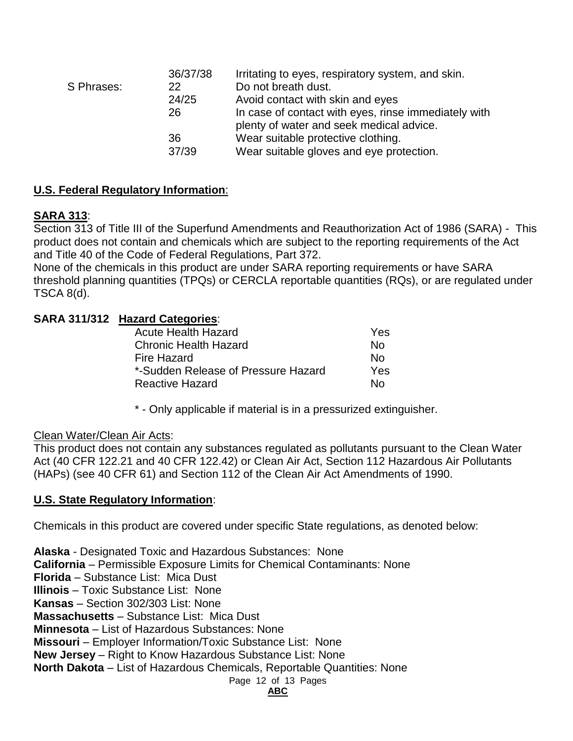| | | |
|---|---|---|
| | 36/37/38 | Irritating to eyes, respiratory system, and skin. |
| S Phrases: | 22 | Do not breath dust. |
| | 24/25 | Avoid contact with skin and eyes |
| | 26 | In case of contact with eyes, rinse immediately with plenty of water and seek medical advice. |
| | 36 | Wear suitable protective clothing. |
| | 37/39 | Wear suitable gloves and eye protection. |

**U.S. Federal Regulatory Information**:

**SARA 313**:

Section 313 of Title III of the Superfund Amendments and Reauthorization Act of 1986 (SARA) - This product does not contain and chemicals which are subject to the reporting requirements of the Act and Title 40 of the Code of Federal Regulations, Part 372.

None of the chemicals in this product are under SARA reporting requirements or have SARA threshold planning quantities (TPQs) or CERCLA reportable quantities (RQs), or are regulated under TSCA 8(d).

**SARA 311/312 Hazard Categories**:

| | |
|---|---|
| Acute Health Hazard | Yes |
| Chronic Health Hazard | No |
| Fire Hazard | No |
| *-Sudden Release of Pressure Hazard | Yes |
| Reactive Hazard | No |

\* - Only applicable if material is in a pressurized extinguisher.

Clean Water/Clean Air Acts:

This product does not contain any substances regulated as pollutants pursuant to the Clean Water Act (40 CFR 122.21 and 40 CFR 122.42) or Clean Air Act, Section 112 Hazardous Air Pollutants (HAPs) (see 40 CFR 61) and Section 112 of the Clean Air Act Amendments of 1990.

**U.S. State Regulatory Information**:

Chemicals in this product are covered under specific State regulations, as denoted below:

**Alaska** - Designated Toxic and Hazardous Substances: None
**California** – Permissible Exposure Limits for Chemical Contaminants: None
**Florida** – Substance List: Mica Dust
**Illinois** – Toxic Substance List: None
**Kansas** – Section 302/303 List: None
**Massachusetts** – Substance List: Mica Dust
**Minnesota** – List of Hazardous Substances: None
**Missouri** – Employer Information/Toxic Substance List: None
**New Jersey** – Right to Know Hazardous Substance List: None
**North Dakota** – List of Hazardous Chemicals, Reportable Quantities: None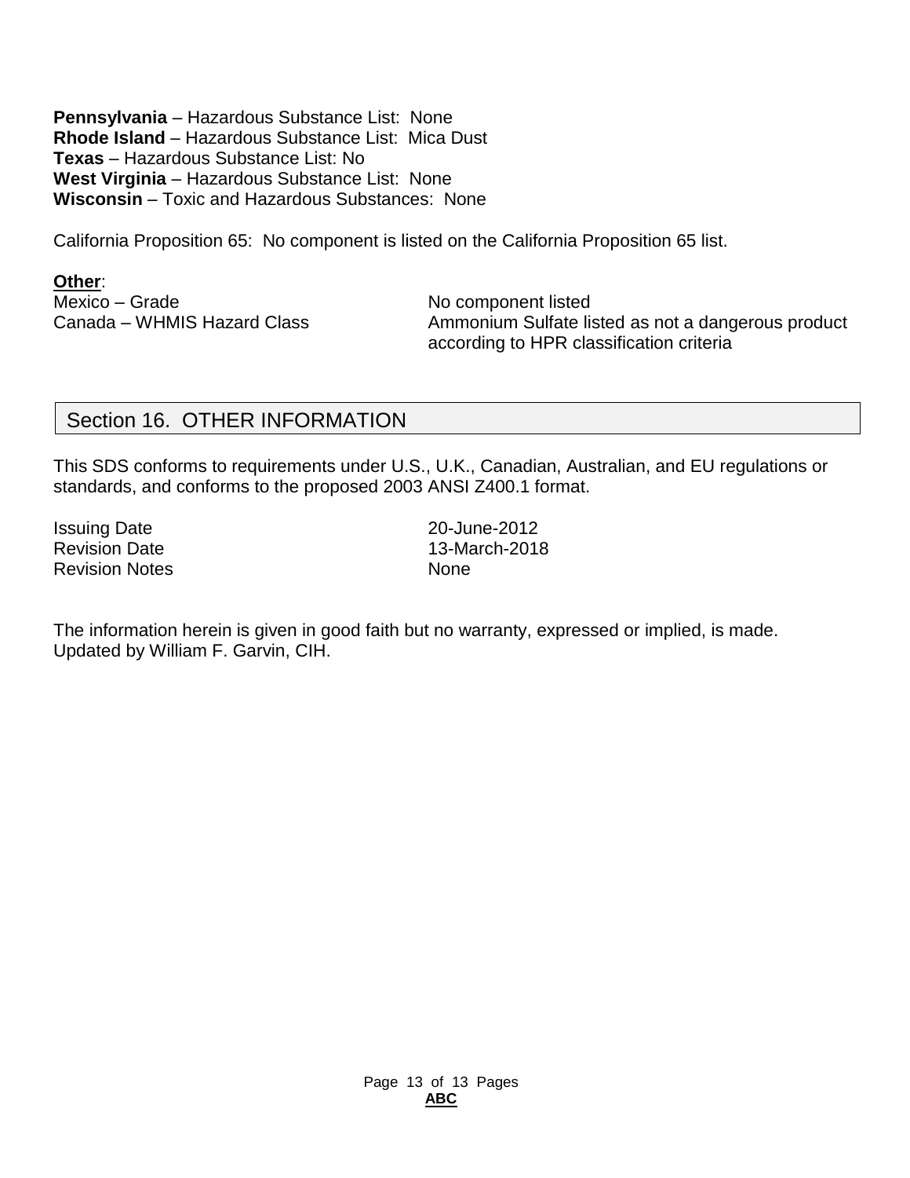**Pennsylvania** – Hazardous Substance List: None
**Rhode Island** – Hazardous Substance List: Mica Dust
**Texas** – Hazardous Substance List: No
**West Virginia** – Hazardous Substance List: None
**Wisconsin** – Toxic and Hazardous Substances: None

California Proposition 65: No component is listed on the California Proposition 65 list.

**Other**:

| | |
|---|---|
| Mexico – Grade | No component listed |
| Canada – WHMIS Hazard Class | Ammonium Sulfate listed as not a dangerous product according to HPR classification criteria |

## Section 16. OTHER INFORMATION

This SDS conforms to requirements under U.S., U.K., Canadian, Australian, and EU regulations or standards, and conforms to the proposed 2003 ANSI Z400.1 format.

| | |
|---|---|
| Issuing Date | 20-June-2012 |
| Revision Date | 13-March-2018 |
| Revision Notes | None |

The information herein is given in good faith but no warranty, expressed or implied, is made.
Updated by William F. Garvin, CIH.